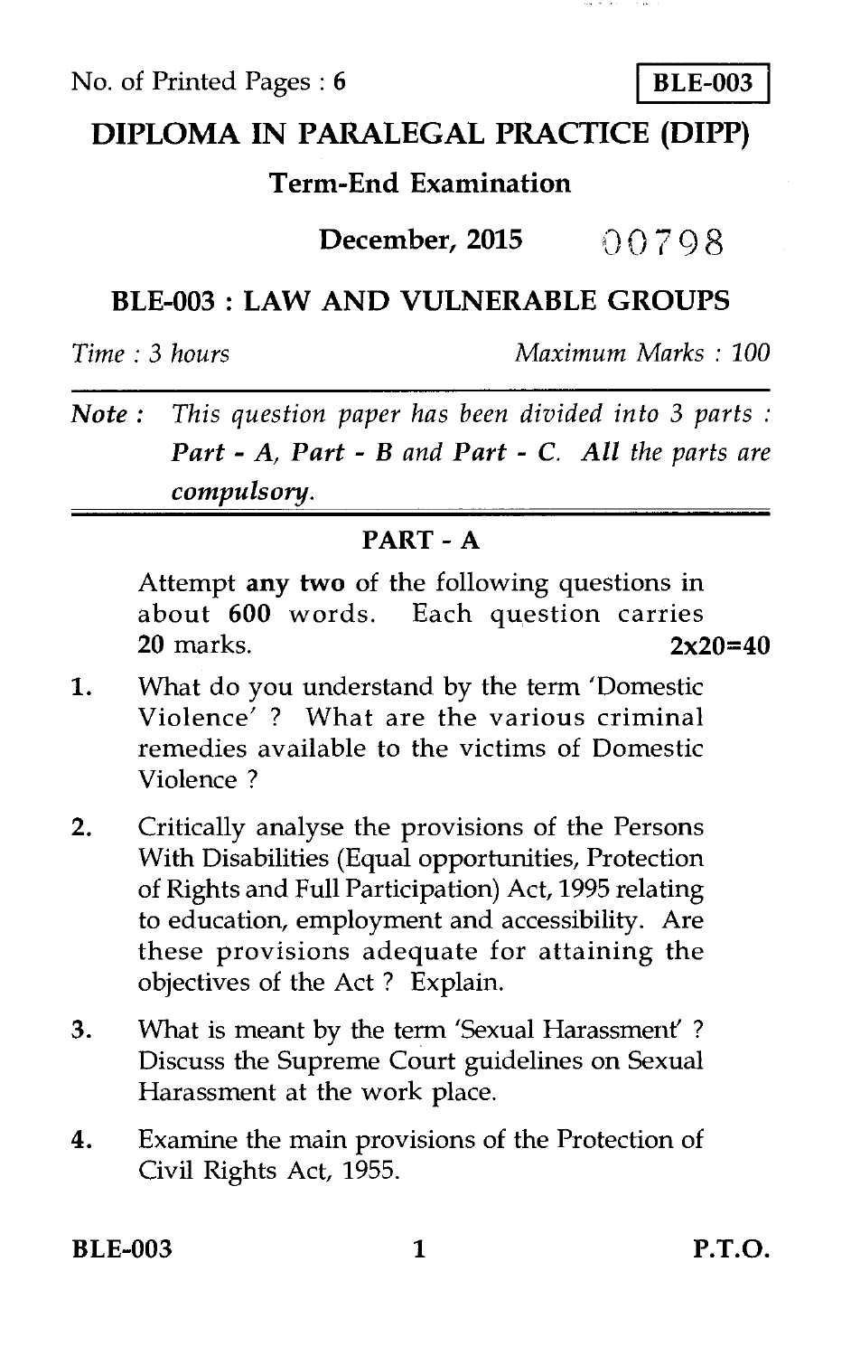No. of Printed Pages : 6

**BLE-003**

# DIPLOMA IN PARALEGAL PRACTICE (DIPP)

## Term-End Examination

**December, 2015** 00798

## BLE-003 : LAW AND VULNERABLE GROUPS

*Time : 3 hours* *Maximum Marks : 100*

***Note :*** *This question paper has been divided into 3 parts :* ***Part - A, Part - B*** *and* ***Part - C.*** ***All*** *the parts are* ***compulsory.***

## PART - A

Attempt **any two** of the following questions in about **600** words. Each question carries **20** marks. **2x20=40**

1. What do you understand by the term 'Domestic Violence' ? What are the various criminal remedies available to the victims of Domestic Violence ?

2. Critically analyse the provisions of the Persons With Disabilities (Equal opportunities, Protection of Rights and Full Participation) Act, 1995 relating to education, employment and accessibility. Are these provisions adequate for attaining the objectives of the Act ? Explain.

3. What is meant by the term 'Sexual Harassment' ? Discuss the Supreme Court guidelines on Sexual Harassment at the work place.

4. Examine the main provisions of the Protection of Civil Rights Act, 1955.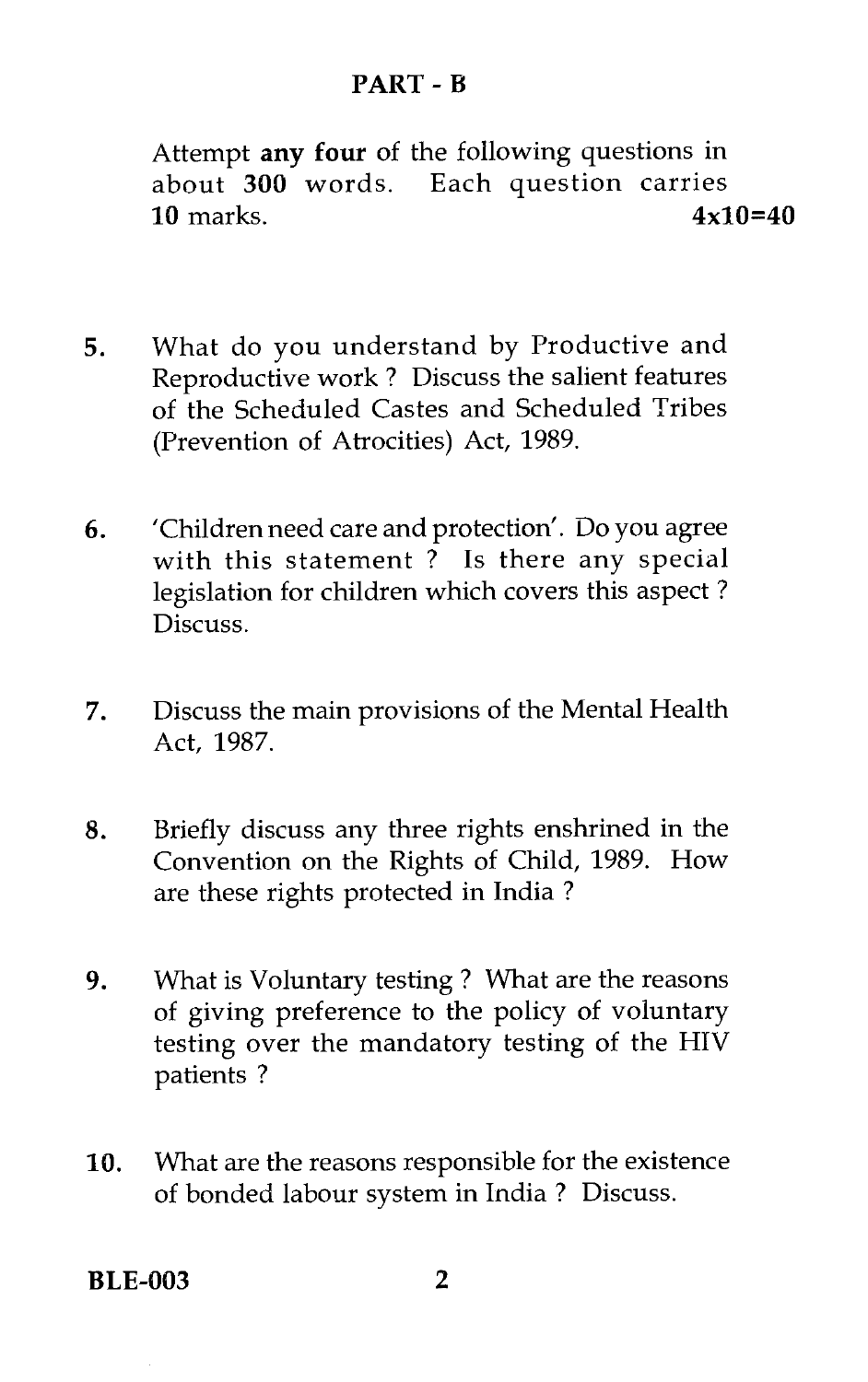## PART - B

Attempt **any four** of the following questions in about **300** words. Each question carries **10** marks. **4x10=40**

5. What do you understand by Productive and Reproductive work ? Discuss the salient features of the Scheduled Castes and Scheduled Tribes (Prevention of Atrocities) Act, 1989.

6. 'Children need care and protection'. Do you agree with this statement ? Is there any special legislation for children which covers this aspect ? Discuss.

7. Discuss the main provisions of the Mental Health Act, 1987.

8. Briefly discuss any three rights enshrined in the Convention on the Rights of Child, 1989. How are these rights protected in India ?

9. What is Voluntary testing ? What are the reasons of giving preference to the policy of voluntary testing over the mandatory testing of the HIV patients ?

10. What are the reasons responsible for the existence of bonded labour system in India ? Discuss.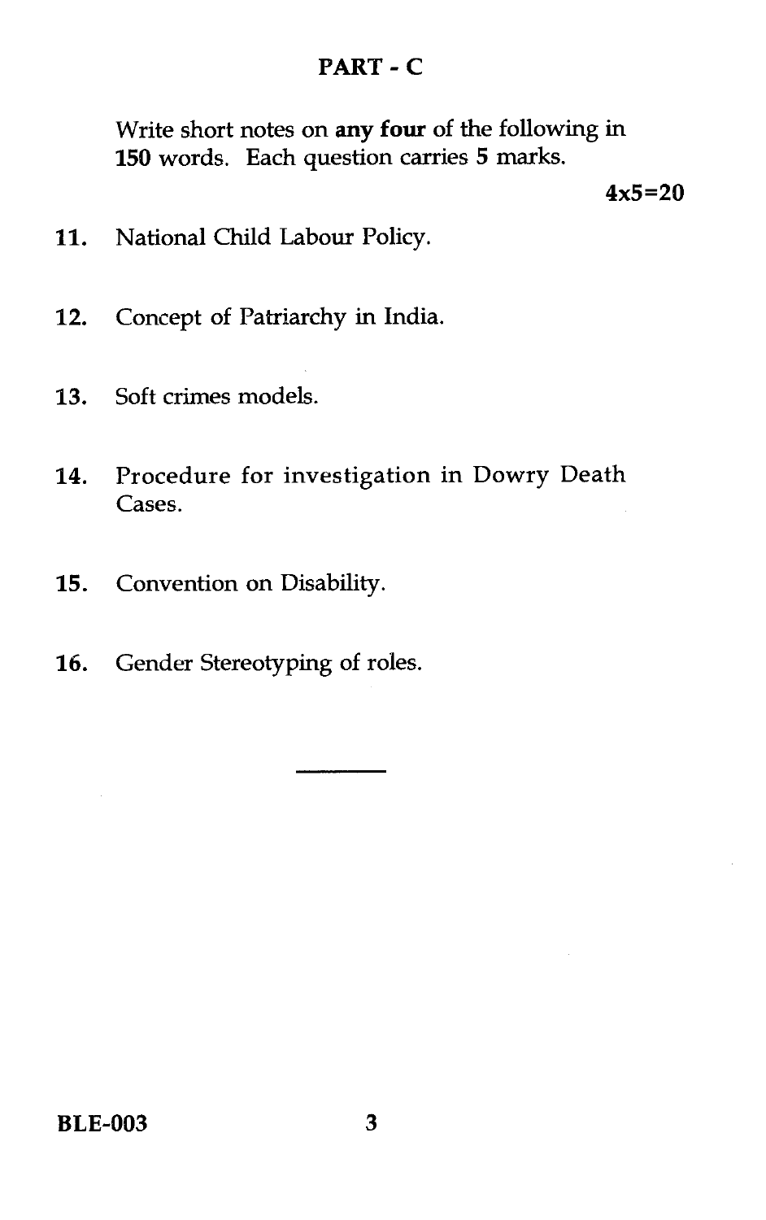## PART - C

Write short notes on **any four** of the following in **150** words. Each question carries **5** marks.

**4x5=20**

11. National Child Labour Policy.

12. Concept of Patriarchy in India.

13. Soft crimes models.

14. Procedure for investigation in Dowry Death Cases.

15. Convention on Disability.

16. Gender Stereotyping of roles.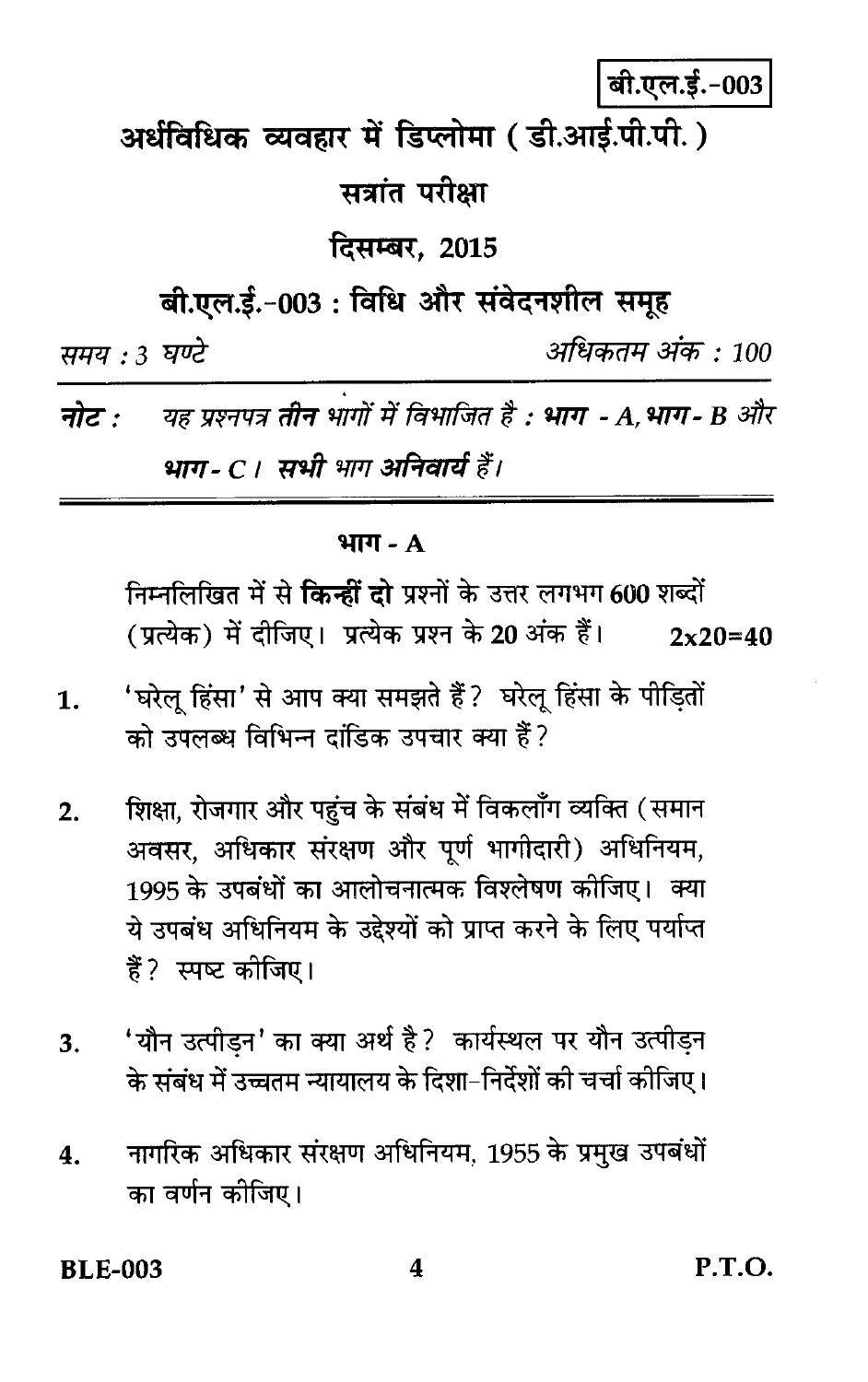बी.एल.ई.-003

# अर्धविधिक व्यवहार में डिप्लोमा ( डी.आई.पी.पी. )

## सत्रांत परीक्षा

## दिसम्बर, 2015

## बी.एल.ई.-003 : विधि और संवेदनशील समूह

*समय : 3 घण्टे* *अधिकतम अंक : 100*

**नोट :** *यह प्रश्नपत्र* ***तीन*** *भागों में विभाजित है :* ***भाग - A, भाग - B*** *और* ***भाग - C*** *।* ***सभी*** *भाग* ***अनिवार्य*** *हैं।*

### भाग - A

निम्नलिखित में से **किन्हीं दो** प्रश्नों के उत्तर लगभग 600 शब्दों (प्रत्येक) में दीजिए। प्रत्येक प्रश्न के 20 अंक हैं। **2x20=40**

1. 'घरेलू हिंसा' से आप क्या समझते हैं? घरेलू हिंसा के पीड़ितों को उपलब्ध विभिन्न दांडिक उपचार क्या हैं?

2. शिक्षा, रोजगार और पहुंच के संबंध में विकलाँग व्यक्ति (समान अवसर, अधिकार संरक्षण और पूर्ण भागीदारी) अधिनियम, 1995 के उपबंधों का आलोचनात्मक विश्लेषण कीजिए। क्या ये उपबंध अधिनियम के उद्देश्यों को प्राप्त करने के लिए पर्याप्त हैं? स्पष्ट कीजिए।

3. 'यौन उत्पीड़न' का क्या अर्थ है? कार्यस्थल पर यौन उत्पीड़न के संबंध में उच्चतम न्यायालय के दिशा-निर्देशों की चर्चा कीजिए।

4. नागरिक अधिकार संरक्षण अधिनियम, 1955 के प्रमुख उपबंधों का वर्णन कीजिए।

P.T.O.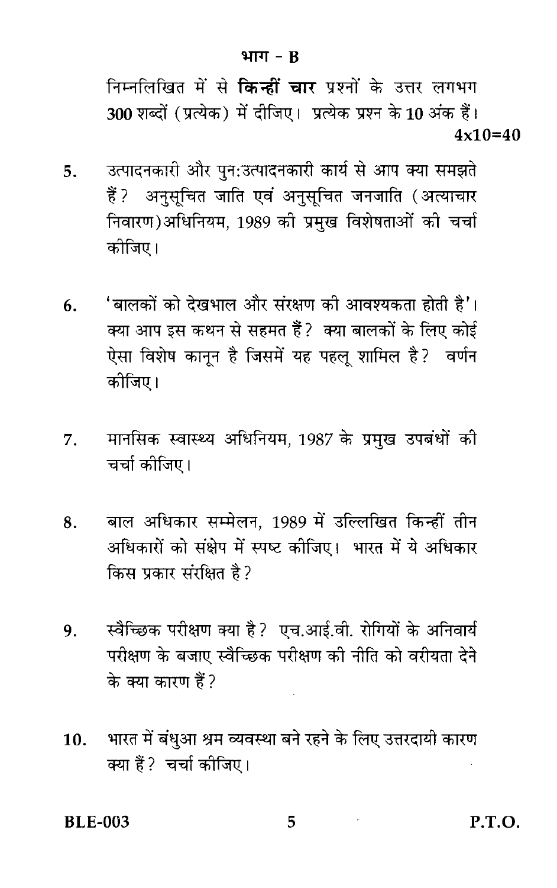## भाग - B

निम्नलिखित में से **किन्हीं चार** प्रश्नों के उत्तर लगभग 300 शब्दों (प्रत्येक) में दीजिए। प्रत्येक प्रश्न के 10 अंक हैं। **4x10=40**

5. उत्पादनकारी और पुन:उत्पादनकारी कार्य से आप क्या समझते हैं? अनुसूचित जाति एवं अनुसूचित जनजाति (अत्याचार निवारण) अधिनियम, 1989 की प्रमुख विशेषताओं की चर्चा कीजिए।

6. 'बालकों को देखभाल और संरक्षण की आवश्यकता होती है'। क्या आप इस कथन से सहमत हैं? क्या बालकों के लिए कोई ऐसा विशेष कानून है जिसमें यह पहलू शामिल है? वर्णन कीजिए।

7. मानसिक स्वास्थ्य अधिनियम, 1987 के प्रमुख उपबंधों की चर्चा कीजिए।

8. बाल अधिकार सम्मेलन, 1989 में उल्लिखित किन्हीं तीन अधिकारों को संक्षेप में स्पष्ट कीजिए। भारत में ये अधिकार किस प्रकार संरक्षित है?

9. स्वैच्छिक परीक्षण क्या है? एच.आई.वी. रोगियों के अनिवार्य परीक्षण के बजाए स्वैच्छिक परीक्षण की नीति को वरीयता देने के क्या कारण हैं?

10. भारत में बंधुआ श्रम व्यवस्था बने रहने के लिए उत्तरदायी कारण क्या हैं? चर्चा कीजिए।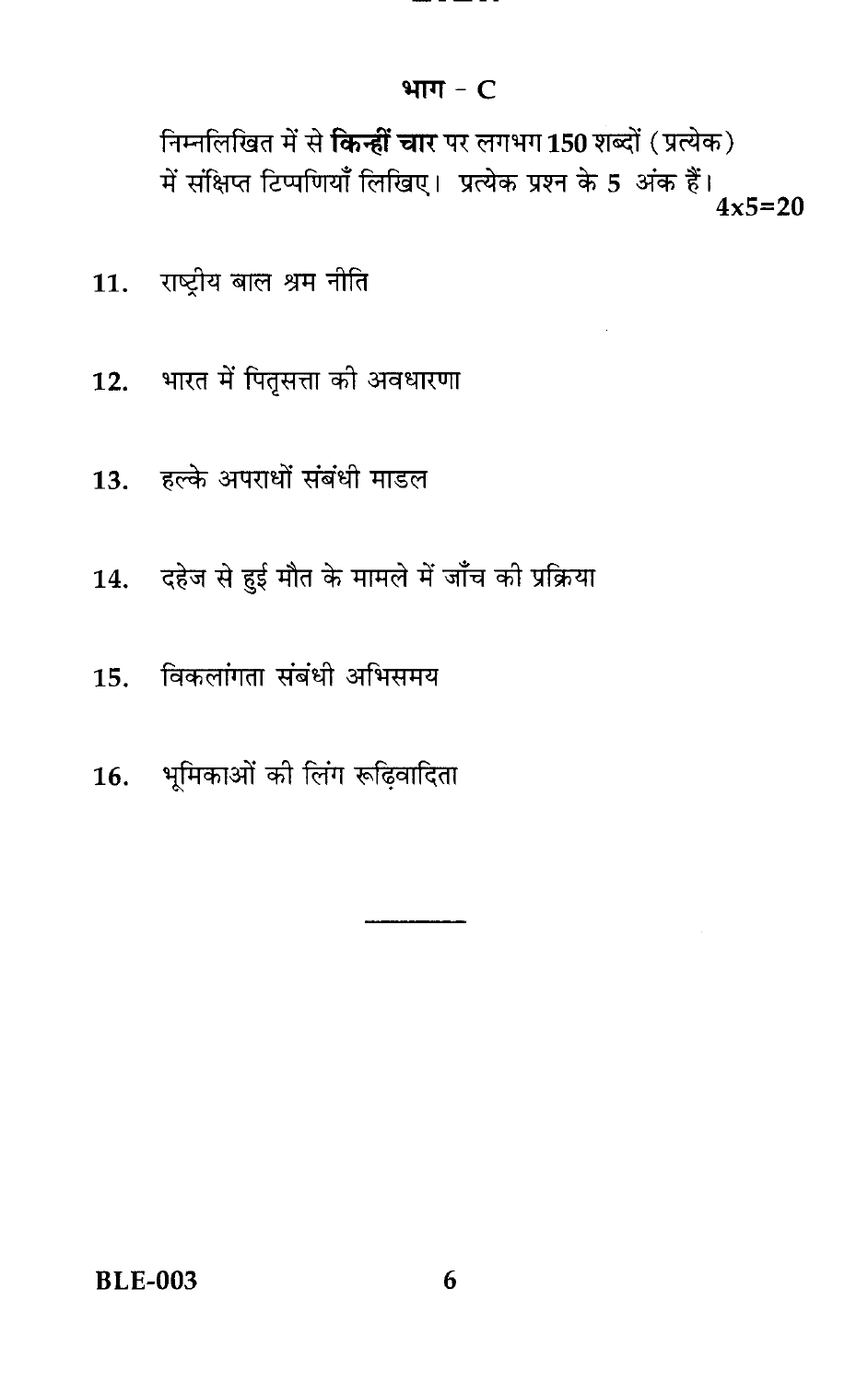## भाग - C

निम्नलिखित में से **किन्हीं चार** पर लगभग 150 शब्दों (प्रत्येक) में संक्षिप्त टिप्पणियाँ लिखिए। प्रत्येक प्रश्न के 5 अंक हैं।

**4x5=20**

11. राष्ट्रीय बाल श्रम नीति

12. भारत में पितृसत्ता की अवधारणा

13. हल्के अपराधों संबंधी माडल

14. दहेज से हुई मौत के मामले में जाँच की प्रक्रिया

15. विकलांगता संबंधी अभिसमय

16. भूमिकाओं की लिंग रूढ़िवादिता